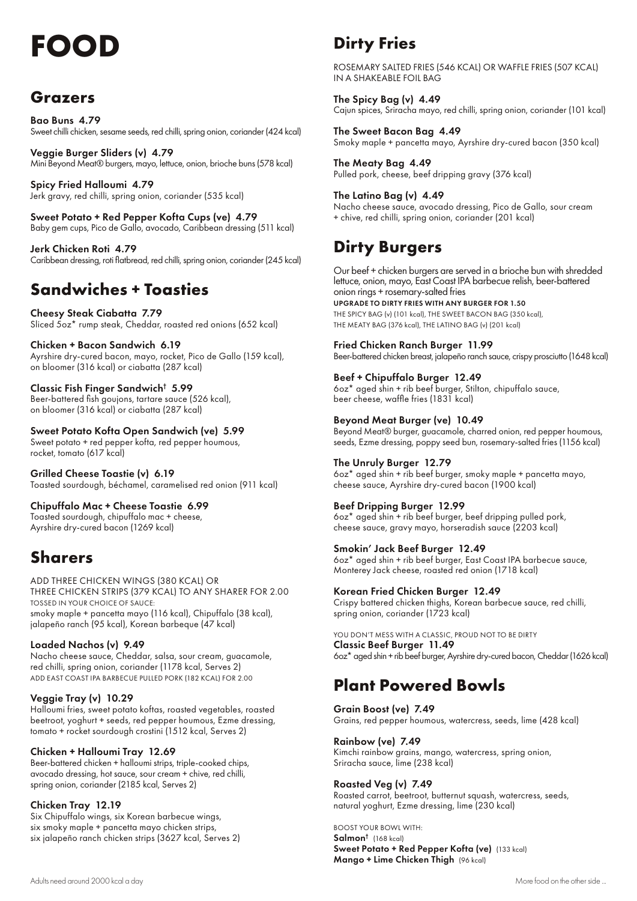# FOOD

## Grazers

**Bao Buns 4.79**
Sweet chilli chicken, sesame seeds, red chilli, spring onion, coriander (424 kcal)

**Veggie Burger Sliders (v) 4.79**
Mini Beyond Meat® burgers, mayo, lettuce, onion, brioche buns (578 kcal)

**Spicy Fried Halloumi 4.79**
Jerk gravy, red chilli, spring onion, coriander (535 kcal)

**Sweet Potato + Red Pepper Kofta Cups (ve) 4.79**
Baby gem cups, Pico de Gallo, avocado, Caribbean dressing (511 kcal)

**Jerk Chicken Roti 4.79**
Caribbean dressing, roti flatbread, red chilli, spring onion, coriander (245 kcal)

## Sandwiches + Toasties

**Cheesy Steak Ciabatta 7.79**
Sliced 5oz* rump steak, Cheddar, roasted red onions (652 kcal)

**Chicken + Bacon Sandwich 6.19**
Ayrshire dry-cured bacon, mayo, rocket, Pico de Gallo (159 kcal), on bloomer (316 kcal) or ciabatta (287 kcal)

**Classic Fish Finger Sandwich† 5.99**
Beer-battered fish goujons, tartare sauce (526 kcal), on bloomer (316 kcal) or ciabatta (287 kcal)

**Sweet Potato Kofta Open Sandwich (ve) 5.99**
Sweet potato + red pepper kofta, red pepper houmous, rocket, tomato (617 kcal)

**Grilled Cheese Toastie (v) 6.19**
Toasted sourdough, béchamel, caramelised red onion (911 kcal)

**Chipuffalo Mac + Cheese Toastie 6.99**
Toasted sourdough, chipuffalo mac + cheese, Ayrshire dry-cured bacon (1269 kcal)

## Sharers

ADD THREE CHICKEN WINGS (380 KCAL) OR THREE CHICKEN STRIPS (379 KCAL) TO ANY SHARER FOR 2.00
TOSSED IN YOUR CHOICE OF SAUCE:
smoky maple + pancetta mayo (116 kcal), Chipuffalo (38 kcal), jalapeño ranch (95 kcal), Korean barbeque (47 kcal)

**Loaded Nachos (v) 9.49**
Nacho cheese sauce, Cheddar, salsa, sour cream, guacamole, red chilli, spring onion, coriander (1178 kcal, Serves 2)
ADD EAST COAST IPA BARBECUE PULLED PORK (182 KCAL) FOR 2.00

**Veggie Tray (v) 10.29**
Halloumi fries, sweet potato koftas, roasted vegetables, roasted beetroot, yoghurt + seeds, red pepper houmous, Ezme dressing, tomato + rocket sourdough crostini (1512 kcal, Serves 2)

**Chicken + Halloumi Tray 12.69**
Beer-battered chicken + halloumi strips, triple-cooked chips, avocado dressing, hot sauce, sour cream + chive, red chilli, spring onion, coriander (2185 kcal, Serves 2)

**Chicken Tray 12.19**
Six Chipuffalo wings, six Korean barbecue wings, six smoky maple + pancetta mayo chicken strips, six jalapeño ranch chicken strips (3627 kcal, Serves 2)

## Dirty Fries

ROSEMARY SALTED FRIES (546 KCAL) OR WAFFLE FRIES (507 KCAL) IN A SHAKEABLE FOIL BAG

**The Spicy Bag (v) 4.49**
Cajun spices, Sriracha mayo, red chilli, spring onion, coriander (101 kcal)

**The Sweet Bacon Bag 4.49**
Smoky maple + pancetta mayo, Ayrshire dry-cured bacon (350 kcal)

**The Meaty Bag 4.49**
Pulled pork, cheese, beef dripping gravy (376 kcal)

**The Latino Bag (v) 4.49**
Nacho cheese sauce, avocado dressing, Pico de Gallo, sour cream + chive, red chilli, spring onion, coriander (201 kcal)

## Dirty Burgers

Our beef + chicken burgers are served in a brioche bun with shredded lettuce, onion, mayo, East Coast IPA barbecue relish, beer-battered onion rings + rosemary-salted fries
**UPGRADE TO DIRTY FRIES WITH ANY BURGER FOR 1.50**
THE SPICY BAG (v) (101 kcal), THE SWEET BACON BAG (350 kcal), THE MEATY BAG (376 kcal), THE LATINO BAG (v) (201 kcal)

**Fried Chicken Ranch Burger 11.99**
Beer-battered chicken breast, jalapeño ranch sauce, crispy prosciutto (1648 kcal)

**Beef + Chipuffalo Burger 12.49**
6oz* aged shin + rib beef burger, Stilton, chipuffalo sauce, beer cheese, waffle fries (1831 kcal)

**Beyond Meat Burger (ve) 10.49**
Beyond Meat® burger, guacamole, charred onion, red pepper houmous, seeds, Ezme dressing, poppy seed bun, rosemary-salted fries (1156 kcal)

**The Unruly Burger 12.79**
6oz* aged shin + rib beef burger, smoky maple + pancetta mayo, cheese sauce, Ayrshire dry-cured bacon (1900 kcal)

**Beef Dripping Burger 12.99**
6oz* aged shin + rib beef burger, beef dripping pulled pork, cheese sauce, gravy mayo, horseradish sauce (2203 kcal)

**Smokin' Jack Beef Burger 12.49**
6oz* aged shin + rib beef burger, East Coast IPA barbecue sauce, Monterey Jack cheese, roasted red onion (1718 kcal)

**Korean Fried Chicken Burger 12.49**
Crispy battered chicken thighs, Korean barbecue sauce, red chilli, spring onion, coriander (1723 kcal)

YOU DON'T MESS WITH A CLASSIC, PROUD NOT TO BE DIRTY
**Classic Beef Burger 11.49**
6oz* aged shin + rib beef burger, Ayrshire dry-cured bacon, Cheddar (1626 kcal)

## Plant Powered Bowls

**Grain Boost (ve) 7.49**
Grains, red pepper houmous, watercress, seeds, lime (428 kcal)

**Rainbow (ve) 7.49**
Kimchi rainbow grains, mango, watercress, spring onion, Sriracha sauce, lime (238 kcal)

**Roasted Veg (v) 7.49**
Roasted carrot, beetroot, butternut squash, watercress, seeds, natural yoghurt, Ezme dressing, lime (230 kcal)

BOOST YOUR BOWL WITH:
**Salmon†** (168 kcal)
**Sweet Potato + Red Pepper Kofta (ve)** (133 kcal)
**Mango + Lime Chicken Thigh** (96 kcal)

Adults need around 2000 kcal a day

More food on the other side ...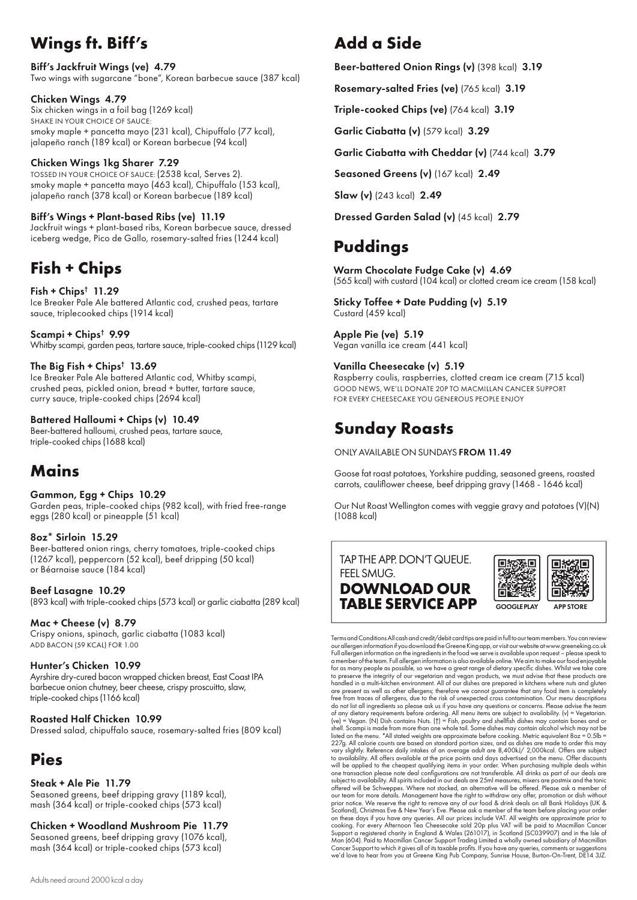## Wings ft. Biff's

**Biff's Jackfruit Wings (ve) 4.79**
Two wings with sugarcane "bone", Korean barbecue sauce (387 kcal)

**Chicken Wings 4.79**
Six chicken wings in a foil bag (1269 kcal)
SHAKE IN YOUR CHOICE OF SAUCE:
smoky maple + pancetta mayo (231 kcal), Chipuffalo (77 kcal), jalapeño ranch (189 kcal) or Korean barbecue (94 kcal)

**Chicken Wings 1kg Sharer 7.29**
TOSSED IN YOUR CHOICE OF SAUCE: (2538 kcal, Serves 2).
smoky maple + pancetta mayo (463 kcal), Chipuffalo (153 kcal), jalapeño ranch (378 kcal) or Korean barbecue (189 kcal)

**Biff's Wings + Plant-based Ribs (ve) 11.19**
Jackfruit wings + plant-based ribs, Korean barbecue sauce, dressed iceberg wedge, Pico de Gallo, rosemary-salted fries (1244 kcal)

## Fish + Chips

**Fish + Chips† 11.29**
Ice Breaker Pale Ale battered Atlantic cod, crushed peas, tartare sauce, triplecooked chips (1914 kcal)

**Scampi + Chips† 9.99**
Whitby scampi, garden peas, tartare sauce, triple-cooked chips (1129 kcal)

**The Big Fish + Chips† 13.69**
Ice Breaker Pale Ale battered Atlantic cod, Whitby scampi, crushed peas, pickled onion, bread + butter, tartare sauce, curry sauce, triple-cooked chips (2694 kcal)

**Battered Halloumi + Chips (v) 10.49**
Beer-battered halloumi, crushed peas, tartare sauce, triple-cooked chips (1688 kcal)

## Mains

**Gammon, Egg + Chips 10.29**
Garden peas, triple-cooked chips (982 kcal), with fried free-range eggs (280 kcal) or pineapple (51 kcal)

**8oz* Sirloin 15.29**
Beer-battered onion rings, cherry tomatoes, triple-cooked chips (1267 kcal), peppercorn (52 kcal), beef dripping (50 kcal) or Béarnaise sauce (184 kcal)

**Beef Lasagne 10.29**
(893 kcal) with triple-cooked chips (573 kcal) or garlic ciabatta (289 kcal)

**Mac + Cheese (v) 8.79**
Crispy onions, spinach, garlic ciabatta (1083 kcal)
ADD BACON (59 KCAL) FOR 1.00

**Hunter's Chicken 10.99**
Ayrshire dry-cured bacon wrapped chicken breast, East Coast IPA barbecue onion chutney, beer cheese, crispy proscuitto, slaw, triple-cooked chips (1166 kcal)

**Roasted Half Chicken 10.99**
Dressed salad, chipuffalo sauce, rosemary-salted fries (809 kcal)

## Pies

**Steak + Ale Pie 11.79**
Seasoned greens, beef dripping gravy (1189 kcal), mash (364 kcal) or triple-cooked chips (573 kcal)

**Chicken + Woodland Mushroom Pie 11.79**
Seasoned greens, beef dripping gravy (1076 kcal), mash (364 kcal) or triple-cooked chips (573 kcal)

## Add a Side

**Beer-battered Onion Rings (v)** (398 kcal) **3.19**

**Rosemary-salted Fries (ve)** (765 kcal) **3.19**

**Triple-cooked Chips (ve)** (764 kcal) **3.19**

**Garlic Ciabatta (v)** (579 kcal) **3.29**

**Garlic Ciabatta with Cheddar (v)** (744 kcal) **3.79**

**Seasoned Greens (v)** (167 kcal) **2.49**

**Slaw (v)** (243 kcal) **2.49**

**Dressed Garden Salad (v)** (45 kcal) **2.79**

## Puddings

**Warm Chocolate Fudge Cake (v) 4.69**
(565 kcal) with custard (104 kcal) or clotted cream ice cream (158 kcal)

**Sticky Toffee + Date Pudding (v) 5.19**
Custard (459 kcal)

**Apple Pie (ve) 5.19**
Vegan vanilla ice cream (441 kcal)

**Vanilla Cheesecake (v) 5.19**
Raspberry coulis, raspberries, clotted cream ice cream (715 kcal)
GOOD NEWS, WE'LL DONATE 20P TO MACMILLAN CANCER SUPPORT FOR EVERY CHEESECAKE YOU GENEROUS PEOPLE ENJOY

## Sunday Roasts

ONLY AVAILABLE ON SUNDAYS **FROM 11.49**

Goose fat roast potatoes, Yorkshire pudding, seasoned greens, roasted carrots, cauliflower cheese, beef dripping gravy (1468 - 1646 kcal)

Our Nut Roast Wellington comes with veggie gravy and potatoes (V)(N) (1088 kcal)

TAP THE APP. DON'T QUEUE. FEEL SMUG.
**DOWNLOAD OUR TABLE SERVICE APP**

GOOGLE PLAY APP STORE

Terms and Conditions All cash and credit/debit card tips are paid in full to our team members. You can review our allergen information if you download the Greene King app, or visit our website at www.greeneking.co.uk Full allergen information on the ingredients in the food we serve is available upon request – please speak to a member of the team. Full allergen information is also available online. We aim to make our food enjoyable for as many people as possible, so we have a great range of dietary specific dishes. Whilst we take care to preserve the integrity of our vegetarian and vegan products, we must advise that these products are handled in a multi-kitchen environment. All of our dishes are prepared in kitchens where nuts and gluten are present as well as other allergens; therefore we cannot guarantee that any food item is completely free from traces of allergens, due to the risk of unexpected cross contamination. Our menu descriptions do not list all ingredients so please ask us if you have any questions or concerns. Please advise the team of any dietary requirements before ordering. All menu items are subject to availability. (v) = Vegetarian. (ve) = Vegan. (N) Dish contains Nuts. (†) = Fish, poultry and shellfish dishes may contain bones and or shell. Scampi is made from more than one whole tail. Some dishes may contain alcohol which may not be listed on the menu. *All stated weights are approximate before cooking. Metric equivalent 8oz = 0.5lb = 227g. All calorie counts are based on standard portion sizes, and as dishes are made to order this may vary slightly. Reference daily intakes of an average adult are 8,400kJ/ 2,000kcal. Offers are subject to availability. All offers available at the price points and days advertised on the menu. Offer discounts will be applied to the cheapest qualifying items in your order. When purchasing multiple deals within one transaction please note deal configurations are not transferable. All drinks as part of our deals are subject to availability. All spirits included in our deals are 25ml measures, mixers are postmix and the tonic offered will be Schweppes. Where not stocked, an alternative will be offered. Please ask a member of our team for more details. Management have the right to withdraw any offer, promotion or dish without prior notice. We reserve the right to remove any of our food & drink deals on all Bank Holidays (UK & Scotland), Christmas Eve & New Year's Eve. Please ask a member of the team before placing your order on these days if you have any queries. All our prices include VAT. All weights are approximate prior to cooking. For every Afternoon Tea Cheesecake sold 20p plus VAT will be paid to Macmillan Cancer Support a registered charity in England & Wales (261017), in Scotland (SC039907) and in the Isle of Man (604). Paid to Macmillan Cancer Support Trading Limited a wholly owned subsidiary of Macmillan Cancer Support to which it gives all of its taxable profits. If you have any queries, comments or suggestions we'd love to hear from you at Greene King Pub Company, Sunrise House, Burton-On-Trent, DE14 3JZ.

Adults need around 2000 kcal a day